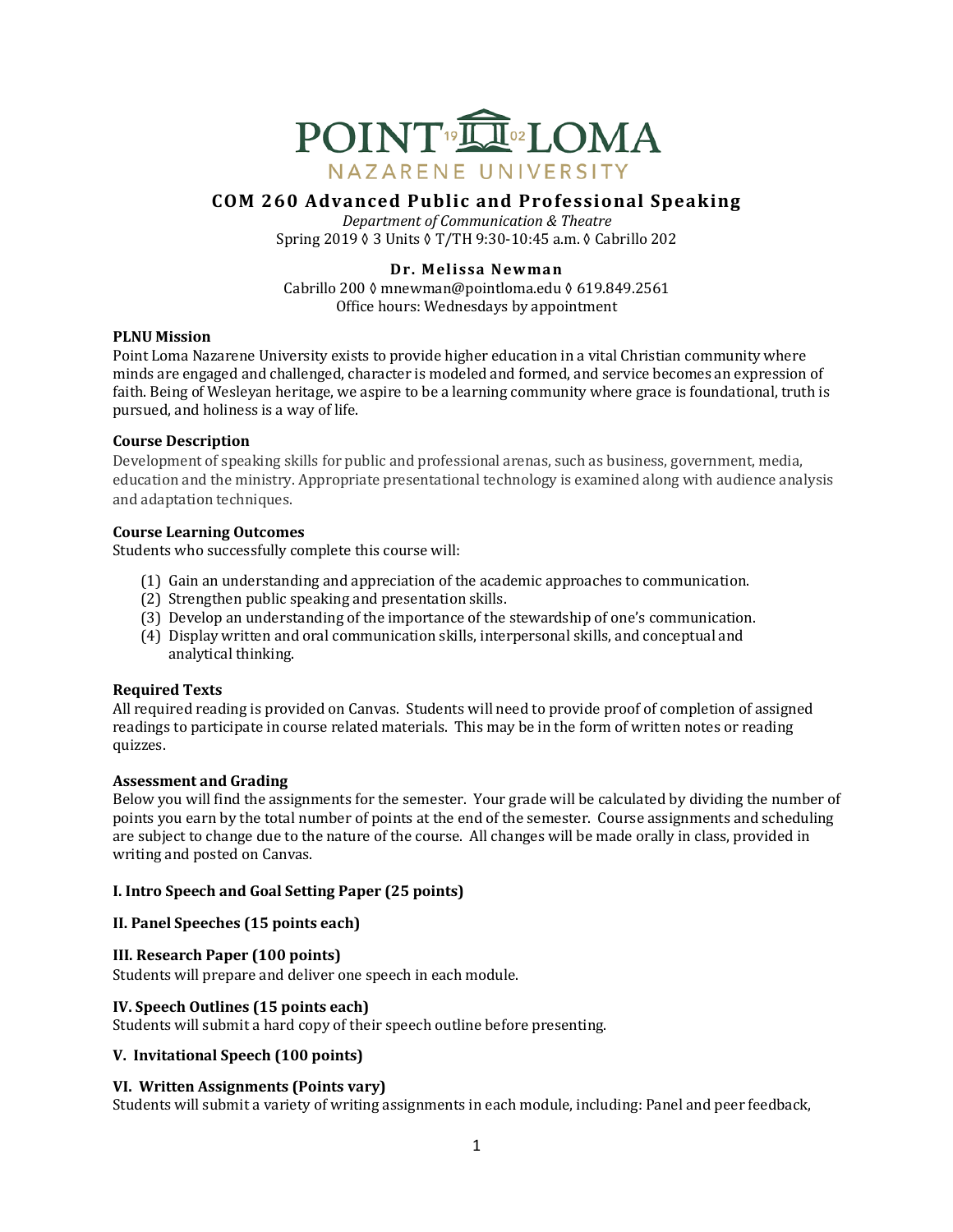# COM 260 Advanced Public and Professional Speaking

*Department of Communication & Theatre*
Spring 2019 ◊ 3 Units ◊ T/TH 9:30-10:45 a.m. ◊ Cabrillo 202

**Dr. Melissa Newman**
Cabrillo 200 ◊ mnewman@pointloma.edu ◊ 619.849.2561
Office hours: Wednesdays by appointment

**PLNU Mission**

Point Loma Nazarene University exists to provide higher education in a vital Christian community where minds are engaged and challenged, character is modeled and formed, and service becomes an expression of faith. Being of Wesleyan heritage, we aspire to be a learning community where grace is foundational, truth is pursued, and holiness is a way of life.

**Course Description**

Development of speaking skills for public and professional arenas, such as business, government, media, education and the ministry. Appropriate presentational technology is examined along with audience analysis and adaptation techniques.

**Course Learning Outcomes**

Students who successfully complete this course will:

(1) Gain an understanding and appreciation of the academic approaches to communication.
(2) Strengthen public speaking and presentation skills.
(3) Develop an understanding of the importance of the stewardship of one's communication.
(4) Display written and oral communication skills, interpersonal skills, and conceptual and analytical thinking.

**Required Texts**

All required reading is provided on Canvas. Students will need to provide proof of completion of assigned readings to participate in course related materials. This may be in the form of written notes or reading quizzes.

**Assessment and Grading**

Below you will find the assignments for the semester. Your grade will be calculated by dividing the number of points you earn by the total number of points at the end of the semester. Course assignments and scheduling are subject to change due to the nature of the course. All changes will be made orally in class, provided in writing and posted on Canvas.

**I. Intro Speech and Goal Setting Paper (25 points)**

**II. Panel Speeches (15 points each)**

**III. Research Paper (100 points)**

Students will prepare and deliver one speech in each module.

**IV. Speech Outlines (15 points each)**

Students will submit a hard copy of their speech outline before presenting.

**V. Invitational Speech (100 points)**

**VI. Written Assignments (Points vary)**

Students will submit a variety of writing assignments in each module, including: Panel and peer feedback,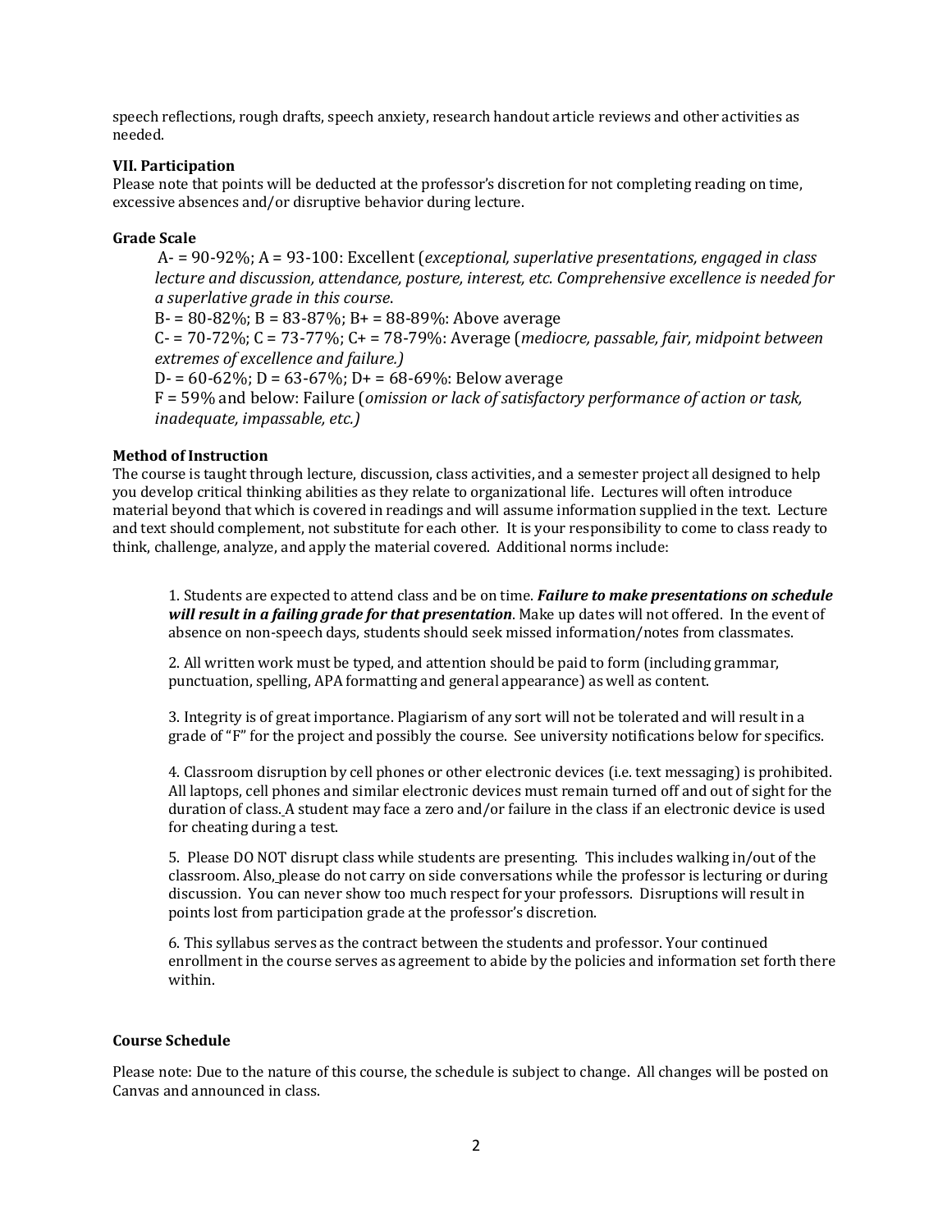speech reflections, rough drafts, speech anxiety, research handout article reviews and other activities as needed.

**VII. Participation**

Please note that points will be deducted at the professor's discretion for not completing reading on time, excessive absences and/or disruptive behavior during lecture.

**Grade Scale**

A- = 90-92%; A = 93-100: Excellent (*exceptional, superlative presentations, engaged in class lecture and discussion, attendance, posture, interest, etc. Comprehensive excellence is needed for a superlative grade in this course*.
B- = 80-82%; B = 83-87%; B+ = 88-89%: Above average
C- = 70-72%; C = 73-77%; C+ = 78-79%: Average (*mediocre, passable, fair, midpoint between extremes of excellence and failure.)*
D- = 60-62%; D = 63-67%; D+ = 68-69%: Below average
F = 59% and below: Failure (*omission or lack of satisfactory performance of action or task, inadequate, impassable, etc.)*

**Method of Instruction**

The course is taught through lecture, discussion, class activities, and a semester project all designed to help you develop critical thinking abilities as they relate to organizational life. Lectures will often introduce material beyond that which is covered in readings and will assume information supplied in the text. Lecture and text should complement, not substitute for each other. It is your responsibility to come to class ready to think, challenge, analyze, and apply the material covered. Additional norms include:

1. Students are expected to attend class and be on time. ***Failure to make presentations on schedule will result in a failing grade for that presentation***. Make up dates will not offered. In the event of absence on non-speech days, students should seek missed information/notes from classmates.

2. All written work must be typed, and attention should be paid to form (including grammar, punctuation, spelling, APA formatting and general appearance) as well as content.

3. Integrity is of great importance. Plagiarism of any sort will not be tolerated and will result in a grade of "F" for the project and possibly the course. See university notifications below for specifics.

4. Classroom disruption by cell phones or other electronic devices (i.e. text messaging) is prohibited. All laptops, cell phones and similar electronic devices must remain turned off and out of sight for the duration of class. A student may face a zero and/or failure in the class if an electronic device is used for cheating during a test.

5. Please DO NOT disrupt class while students are presenting. This includes walking in/out of the classroom. Also, please do not carry on side conversations while the professor is lecturing or during discussion. You can never show too much respect for your professors. Disruptions will result in points lost from participation grade at the professor's discretion.

6. This syllabus serves as the contract between the students and professor. Your continued enrollment in the course serves as agreement to abide by the policies and information set forth there within.

**Course Schedule**

Please note: Due to the nature of this course, the schedule is subject to change. All changes will be posted on Canvas and announced in class.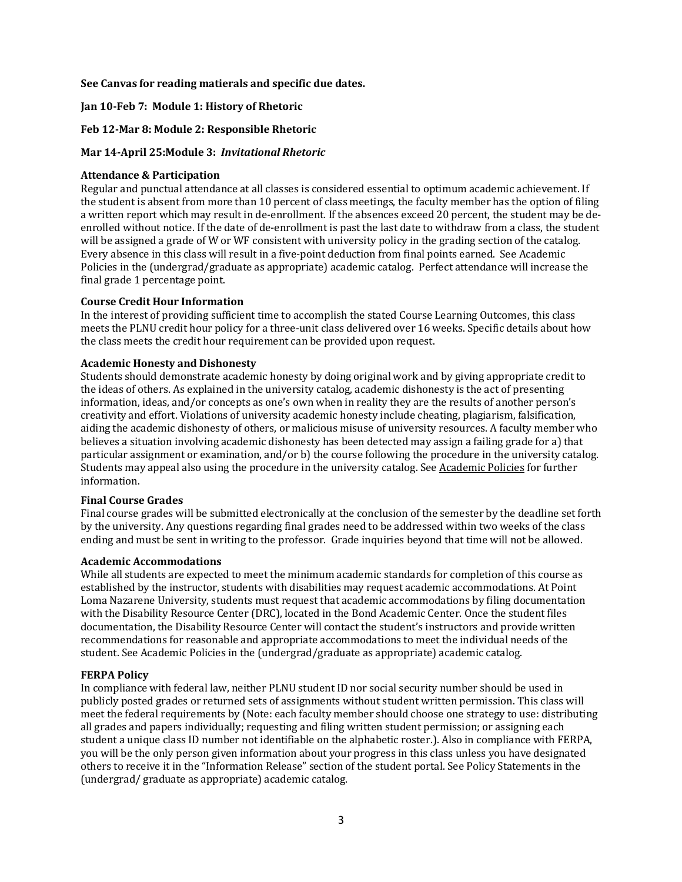**See Canvas for reading matierals and specific due dates.**

**Jan 10-Feb 7: Module 1: History of Rhetoric**

**Feb 12-Mar 8: Module 2: Responsible Rhetoric**

**Mar 14-April 25:Module 3: *Invitational Rhetoric***

**Attendance & Participation**

Regular and punctual attendance at all classes is considered essential to optimum academic achievement. If the student is absent from more than 10 percent of class meetings, the faculty member has the option of filing a written report which may result in de-enrollment. If the absences exceed 20 percent, the student may be de-enrolled without notice. If the date of de-enrollment is past the last date to withdraw from a class, the student will be assigned a grade of W or WF consistent with university policy in the grading section of the catalog. Every absence in this class will result in a five-point deduction from final points earned. See Academic Policies in the (undergrad/graduate as appropriate) academic catalog. Perfect attendance will increase the final grade 1 percentage point.

**Course Credit Hour Information**

In the interest of providing sufficient time to accomplish the stated Course Learning Outcomes, this class meets the PLNU credit hour policy for a three-unit class delivered over 16 weeks. Specific details about how the class meets the credit hour requirement can be provided upon request.

**Academic Honesty and Dishonesty**

Students should demonstrate academic honesty by doing original work and by giving appropriate credit to the ideas of others. As explained in the university catalog, academic dishonesty is the act of presenting information, ideas, and/or concepts as one's own when in reality they are the results of another person's creativity and effort. Violations of university academic honesty include cheating, plagiarism, falsification, aiding the academic dishonesty of others, or malicious misuse of university resources. A faculty member who believes a situation involving academic dishonesty has been detected may assign a failing grade for a) that particular assignment or examination, and/or b) the course following the procedure in the university catalog. Students may appeal also using the procedure in the university catalog. See Academic Policies for further information.

**Final Course Grades**

Final course grades will be submitted electronically at the conclusion of the semester by the deadline set forth by the university. Any questions regarding final grades need to be addressed within two weeks of the class ending and must be sent in writing to the professor. Grade inquiries beyond that time will not be allowed.

**Academic Accommodations**

While all students are expected to meet the minimum academic standards for completion of this course as established by the instructor, students with disabilities may request academic accommodations. At Point Loma Nazarene University, students must request that academic accommodations by filing documentation with the Disability Resource Center (DRC), located in the Bond Academic Center. Once the student files documentation, the Disability Resource Center will contact the student's instructors and provide written recommendations for reasonable and appropriate accommodations to meet the individual needs of the student. See Academic Policies in the (undergrad/graduate as appropriate) academic catalog.

**FERPA Policy**

In compliance with federal law, neither PLNU student ID nor social security number should be used in publicly posted grades or returned sets of assignments without student written permission. This class will meet the federal requirements by (Note: each faculty member should choose one strategy to use: distributing all grades and papers individually; requesting and filing written student permission; or assigning each student a unique class ID number not identifiable on the alphabetic roster.). Also in compliance with FERPA, you will be the only person given information about your progress in this class unless you have designated others to receive it in the "Information Release" section of the student portal. See Policy Statements in the (undergrad/ graduate as appropriate) academic catalog.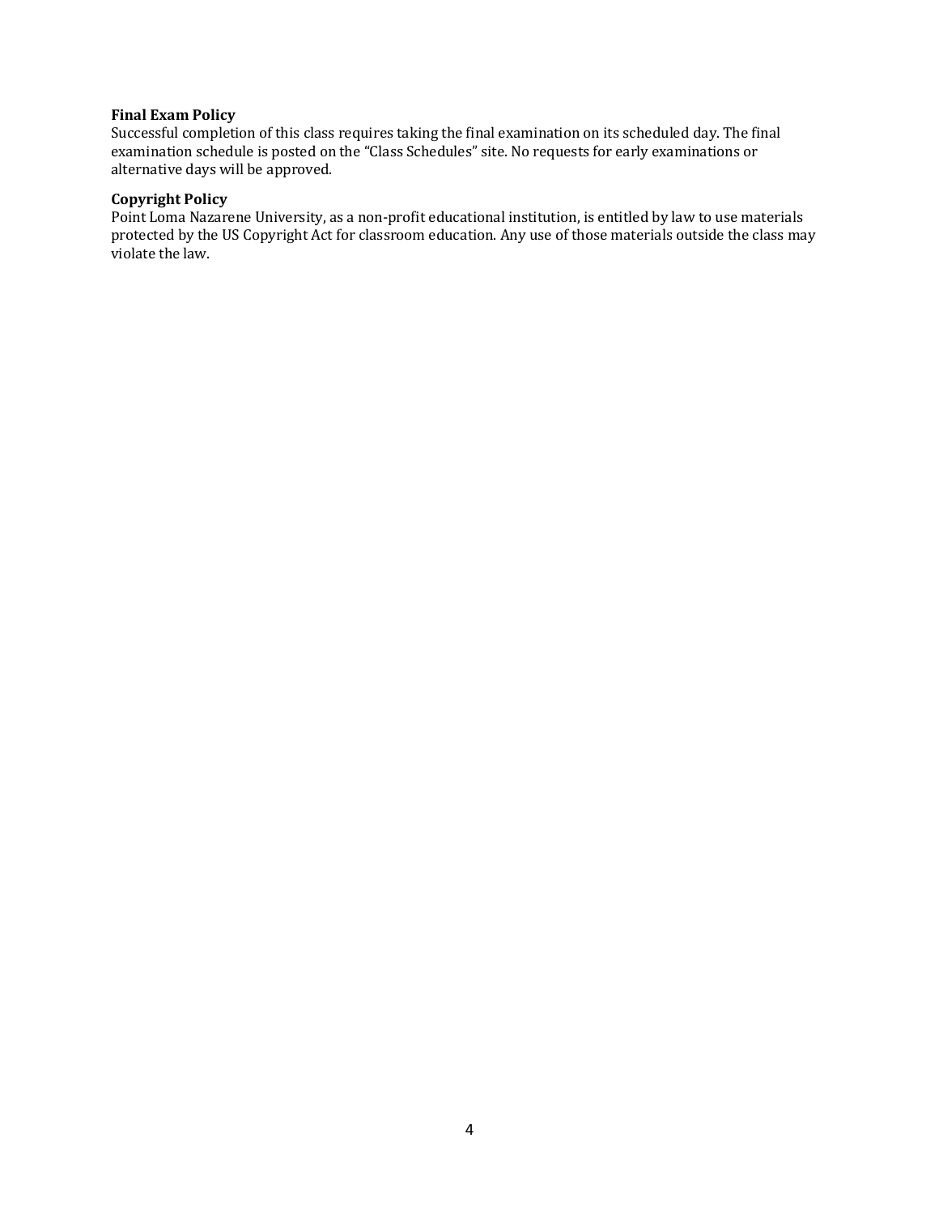**Final Exam Policy**
Successful completion of this class requires taking the final examination on its scheduled day. The final examination schedule is posted on the "Class Schedules" site. No requests for early examinations or alternative days will be approved.

**Copyright Policy**
Point Loma Nazarene University, as a non-profit educational institution, is entitled by law to use materials protected by the US Copyright Act for classroom education. Any use of those materials outside the class may violate the law.